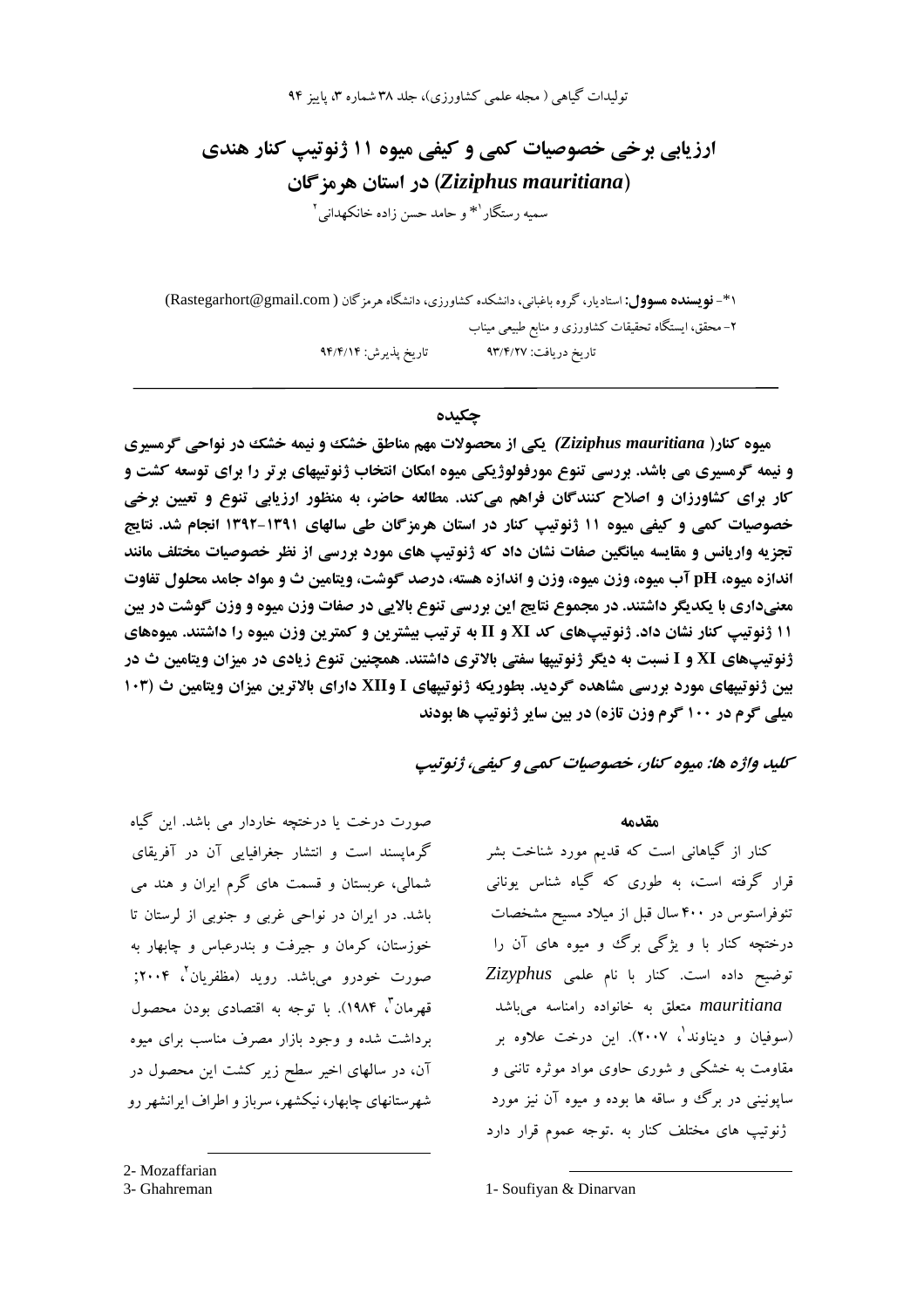# ارزیابی برخی خصوصیات کمی و کیفی میوه ۱۱ ژنوتیپ کنار هندی (*Ziziphus mauritiana*) در استان هرمزگان

سمیه رستگار[1]* و حامد حسن زاده خانکهدانی[2]

۱*- **نویسنده مسوول:** استادیار، گروه باغبانی، دانشکده کشاورزی، دانشگاه هرمزگان (Rastegarhort@gmail.com)

۲- محقق، ایستگاه تحقیقات کشاورزی و منابع طبیعی میناب

تاریخ دریافت: ۹۳/۴/۲۷    تاریخ پذیرش: ۹۴/۴/۱۴

## چکیده

**میوه کنار (*Ziziphus mauritiana*) یکی از محصولات مهم مناطق خشک و نیمه خشک در نواحی گرمسیری و نیمه گرمسیری می باشد. بررسی تنوع مورفولوژیکی میوه امکان انتخاب ژنوتیپهای برتر را برای توسعه کشت و کار برای کشاورزان و اصلاح کنندگان فراهم می‌کند. مطالعه حاضر، به منظور ارزیابی تنوع و تعیین برخی خصوصیات کمی و کیفی میوه ۱۱ ژنوتیپ کنار در استان هرمزگان طی سالهای ۱۳۹۱-۱۳۹۲ انجام شد. نتایج تجزیه واریانس و مقایسه میانگین صفات نشان داد که ژنوتیپ های مورد بررسی از نظر خصوصیات مختلف مانند اندازه میوه، pH آب میوه، وزن میوه، وزن و اندازه هسته، درصد گوشت، ویتامین ث و مواد جامد محلول تفاوت معنی‌داری با یکدیگر داشتند. در مجموع نتایج این بررسی تنوع بالایی در صفات وزن میوه و وزن گوشت در بین ۱۱ ژنوتیپ کنار نشان داد. ژنوتیپ‌های کد XI و II به ترتیب بیشترین و کمترین وزن میوه را داشتند. میوه‌های ژنوتیپ‌های XI و I نسبت به دیگر ژنوتیپها سفتی بالاتری داشتند. همچنین تنوع زیادی در میزان ویتامین ث در بین ژنوتیپهای مورد بررسی مشاهده گردید. بطوریکه ژنوتیپهای I وXII دارای بالاترین میزان ویتامین ث (۱۰۳ میلی گرم در ۱۰۰ گرم وزن تازه) در بین سایر ژنوتیپ ها بودند**

***کلید واژه ها: میوه کنار، خصوصیات کمی و کیفی، ژنوتیپ***

## مقدمه

کنار از گیاهانی است که قدیم مورد شناخت بشر قرار گرفته است، به طوری که گیاه شناس یونانی تئوفراستوس در ۴۰۰ سال قبل از میلاد مسیح مشخصات درختچه کنار با و یژگی برگ و میوه های آن را توضیح داده است. کنار با نام علمی *Zizyphus mauritiana* متعلق به خانواده رامناسه می‌باشد (سوفیان و دیناوند[1]، ۲۰۰۷). این درخت علاوه بر مقاومت به خشکی و شوری حاوی مواد موثره تاننی و ساپونینی در برگ و ساقه ها بوده و میوه آن نیز مورد ژنوتیپ های مختلف کنار به .توجه عموم قرار دارد صورت درخت یا درختچه خاردار می باشد. این گیاه گرماپسند است و انتشار جغرافیایی آن در آفریقای شمالی، عربستان و قسمت های گرم ایران و هند می باشد. در ایران در نواحی غربی و جنوبی از لرستان تا خوزستان، کرمان و جیرفت و بندرعباس و چابهار به صورت خودرو می‌باشد. روید (مظفریان[2]، ۲۰۰۴؛ قهرمان[3]، ۱۹۸۴). با توجه به اقتصادی بودن محصول برداشت شده و وجود بازار مصرف مناسب برای میوه آن، در سالهای اخیر سطح زیر کشت این محصول در شهرستانهای چابهار، نیکشهر، سرباز و اطراف ایرانشهر رو

---

1- Soufiyan & Dinarvan

2- Mozaffarian

3- Ghahreman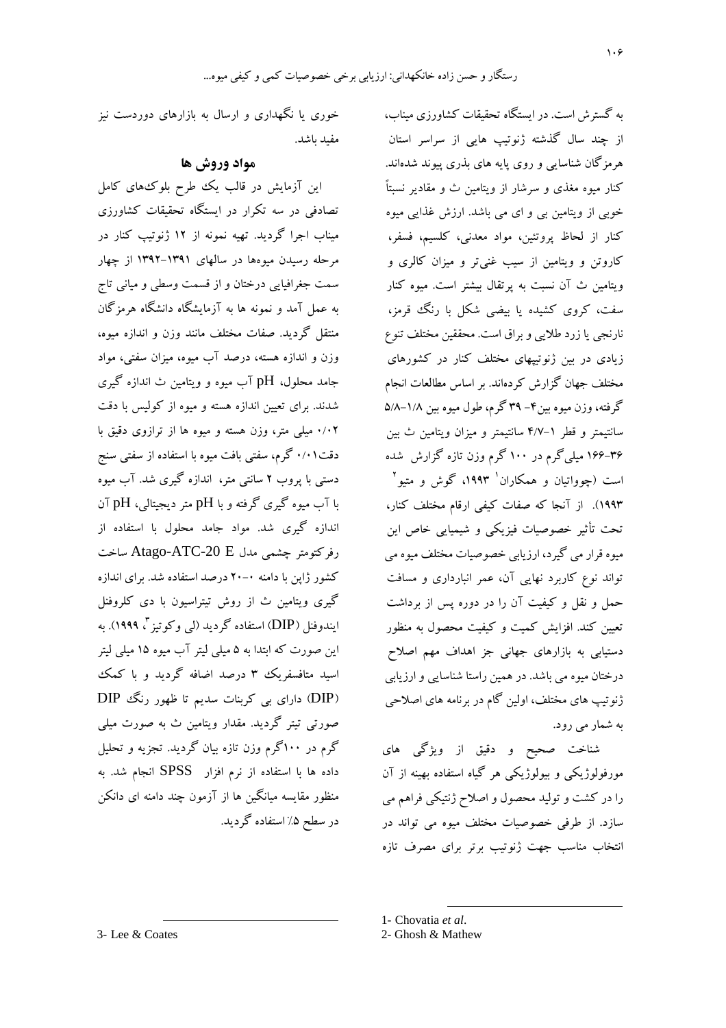به گسترش است. در ایستگاه تحقیقات کشاورزی میناب، از چند سال گذشته ژنوتیپ هایی از سراسر استان هرمزگان شناسایی و روی پایه های بذری پیوند شده‌اند. کنار میوه مغذی و سرشار از ویتامین ث و مقادیر نسبتاً خوبی از ویتامین بی و ای می باشد. ارزش غذایی میوه کنار از لحاظ پروتئین، مواد معدنی، کلسیم، فسفر، کاروتن و ویتامین از سیب غنی‌تر و میزان کالری و ویتامین ث آن نسبت به پرتقال بیشتر است. میوه کنار سفت، کروی کشیده یا بیضی شکل با رنگ قرمز، نارنجی یا زرد طلایی و براق است. محققین مختلف تنوع زیادی در بین ژنوتیپهای مختلف کنار در کشورهای مختلف جهان گزارش کرده‌اند. بر اساس مطالعات انجام گرفته، وزن میوه بین ۴- ۳۹ گرم، طول میوه بین ۱/۸-۵/۸ سانتیمتر و قطر ۱-۴/۷ سانتیمتر و میزان ویتامین ث بین ۳۶-۱۶۶ میلی‌گرم در ۱۰۰ گرم وزن تازه گزارش شده است (چوواتیان و همکاران[1] ۱۹۹۳، گوش و متیو[2] ۱۹۹۳). از آنجا که صفات کیفی ارقام مختلف کنار، تحت تأثیر خصوصیات فیزیکی و شیمیایی خاص این میوه قرار می گیرد، ارزیابی خصوصیات مختلف میوه می تواند نوع کاربرد نهایی آن، عمر انبارداری و مسافت حمل و نقل و کیفیت آن را در دوره پس از برداشت تعیین کند. افزایش کمیت و کیفیت محصول به منظور دستیابی به بازارهای جهانی جز اهداف مهم اصلاح درختان میوه می باشد. در همین راستا شناسایی و ارزیابی ژنوتیپ های مختلف، اولین گام در برنامه های اصلاحی به شمار می رود.

شناخت صحیح و دقیق از ویژگی های مورفولوژیکی و بیولوژیکی هر گیاه استفاده بهینه از آن را در کشت و تولید محصول و اصلاح ژنتیکی فراهم می سازد. از طرفی خصوصیات مختلف میوه می تواند در انتخاب مناسب جهت ژنوتیپ برتر برای مصرف تازه خوری یا نگهداری و ارسال به بازارهای دوردست نیز مفید باشد.

## مواد وروش ها

این آزمایش در قالب یک طرح بلوک‌های کامل تصادفی در سه تکرار در ایستگاه تحقیقات کشاورزی میناب اجرا گردید. تهیه نمونه از ۱۲ ژنوتیپ کنار در مرحله رسیدن میوه‌ها در سالهای ۱۳۹۱-۱۳۹۲ از چهار سمت جغرافیایی درختان و از قسمت وسطی و میانی تاج به عمل آمد و نمونه ها به آزمایشگاه دانشگاه هرمزگان منتقل گردید. صفات مختلف مانند وزن و اندازه میوه، وزن و اندازه هسته، درصد آب میوه، میزان سفتی، مواد جامد محلول، pH آب میوه و ویتامین ث اندازه گیری شدند. برای تعیین اندازه هسته و میوه از کولیس با دقت ۰/۰۲ میلی متر، وزن هسته و میوه ها از ترازوی دقیق با دقت۰/۰۱ گرم، سفتی بافت میوه با استفاده از سفتی سنج دستی با پروب ۲ سانتی متر، اندازه گیری شد. آب میوه با آب میوه گیری گرفته و با pH متر دیجیتالی، pH آن اندازه گیری شد. مواد جامد محلول با استفاده از رفرکتومتر چشمی مدل Atago-ATC-20 E ساخت کشور ژاپن با دامنه ۰-۲۰ درصد استفاده شد. برای اندازه گیری ویتامین ث از روش تیتراسیون با دی کلروفنل ایندوفنل (DIP) استفاده گردید (لی وکوتیز[3]، ۱۹۹۹). به این صورت که ابتدا به ۵ میلی لیتر آب میوه ۱۵ میلی لیتر اسید متافسفریک ۳ درصد اضافه گردید و با کمک (DIP) دارای بی کربنات سدیم تا ظهور رنگ DIP صورتی تیتر گردید. مقدار ویتامین ث به صورت میلی گرم در ۱۰۰گرم وزن تازه بیان گردید. تجزیه و تحلیل داده ها با استفاده از نرم افزار SPSS انجام شد. به منظور مقایسه میانگین ها از آزمون چند دامنه ای دانکن در سطح ۵٪ استفاده گردید.

---

1- Chovatia *et al*.

2- Ghosh & Mathew

3- Lee & Coates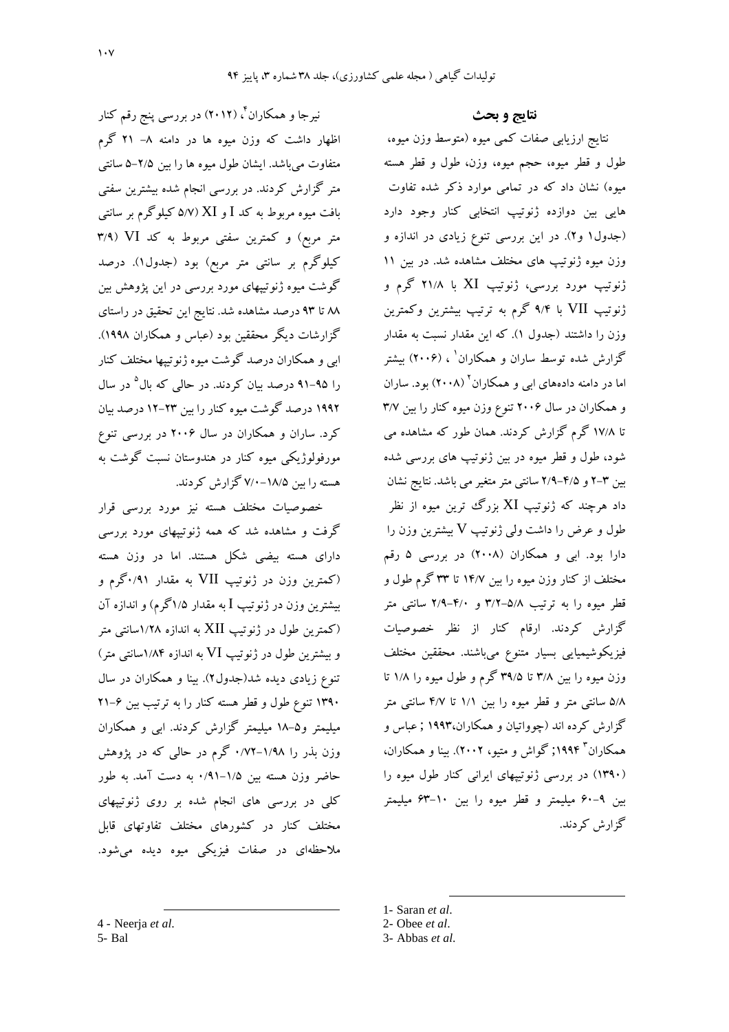## نتایج و بحث

نتایج ارزیابی صفات کمی میوه (متوسط وزن میوه، طول و قطر میوه، حجم میوه، وزن، طول و قطر هسته میوه) نشان داد که در تمامی موارد ذکر شده تفاوت هایی بین دوازده ژنوتیپ انتخابی کنار وجود دارد (جدول۱ و۲). در این بررسی تنوع زیادی در اندازه و وزن میوه ژنوتیپ های مختلف مشاهده شد. در بین ۱۱ ژنوتیپ مورد بررسی، ژنوتیپ XI با ۲۱/۸ گرم و ژنوتیپ VII با ۹/۴ گرم به ترتیب بیشترین وکمترین وزن را داشتند (جدول ۱). که این مقدار نسبت به مقدار گزارش شده توسط ساران و همکاران[1] ، (۲۰۰۶) بیشتر اما در دامنه دادههای ابی و همکاران[2] (۲۰۰۸) بود. ساران و همکاران در سال ۲۰۰۶ تنوع وزن میوه کنار را بین ۳/۷ تا ۱۷/۸ گرم گزارش کردند. همان طور که مشاهده می شود، طول و قطر میوه در بین ژنوتیپ های بررسی شده بین ۳-۲ و ۴/۵-۲/۹ سانتی متر متغیر می باشد. نتایج نشان داد هرچند که ژنوتیپ XI بزرگ ترین میوه از نظر طول و عرض را داشت ولی ژنوتیپ V بیشترین وزن را دارا بود. ابی و همکاران (۲۰۰۸) در بررسی ۵ رقم مختلف از کنار وزن میوه را بین ۱۴/۷ تا ۳۳ گرم طول و قطر میوه را به ترتیب ۵/۸-۳/۲ و ۴/۰-۲/۹ سانتی متر گزارش کردند. ارقام کنار از نظر خصوصیات فیزیکوشیمیایی بسیار متنوع میباشند. محققین مختلف وزن میوه را بین ۳/۸ تا ۳۹/۵ گرم و طول میوه را ۱/۸ تا ۵/۸ سانتی متر و قطر میوه را بین ۱/۱ تا ۴/۷ سانتی متر گزارش کرده اند (چوواتیان و همکاران،۱۹۹۳ ; عباس و همکاران[3] ۱۹۹۴; گواش و متیو، ۲۰۰۲). بینا و همکاران، (۱۳۹۰) در بررسی ژنوتیپهای ایرانی کنار طول میوه را بین ۹-۶۰ میلیمتر و قطر میوه را بین ۱۰-۶۳ میلیمتر گزارش کردند.

نیرجا و همکاران[4]، (۲۰۱۲) در بررسی پنج رقم کنار اظهار داشت که وزن میوه ها در دامنه ۸- ۲۱ گرم متفاوت میباشد. ایشان طول میوه ها را بین ۲/۵-۵ سانتی متر گزارش کردند. در بررسی انجام شده بیشترین سفتی بافت میوه مربوط به کد I و XI (۵/۷ کیلوگرم بر سانتی متر مربع) و کمترین سفتی مربوط به کد VI (۳/۹ کیلوگرم بر سانتی متر مربع) بود (جدول۱). درصد گوشت میوه ژنوتیپهای مورد بررسی در این پژوهش بین ۸۸ تا ۹۳ درصد مشاهده شد. نتایج این تحقیق در راستای گزارشات دیگر محققین بود (عباس و همکاران ۱۹۹۸). ابی و همکاران درصد گوشت میوه ژنوتیپها مختلف کنار را ۹۵-۹۱ درصد بیان کردند. در حالی که بال[5] در سال ۱۹۹۲ درصد گوشت میوه کنار را بین ۲۳-۱۲ درصد بیان کرد. ساران و همکاران در سال ۲۰۰۶ در بررسی تنوع مورفولوژیکی میوه کنار در هندوستان نسبت گوشت به هسته را بین ۱۸/۵-۷/۰ گزارش کردند.

خصوصیات مختلف هسته نیز مورد بررسی قرار گرفت و مشاهده شد که همه ژنوتیپهای مورد بررسی دارای هسته بیضی شکل هستند. اما در وزن هسته (کمترین وزن در ژنوتیپ VII به مقدار ۰/۹۱گرم و بیشترین وزن در ژنوتیپ I به مقدار ۱/۵گرم) و اندازه آن (کمترین طول در ژنوتیپ XII به اندازه ۱/۲۸سانتی متر و بیشترین طول در ژنوتیپ VI به اندازه ۱/۸۴سانتی متر) تنوع زیادی دیده شد(جدول۲). بینا و همکاران در سال ۱۳۹۰ تنوع طول و قطر هسته کنار را به ترتیب بین ۶-۲۱ میلیمتر و۵-۱۸ میلیمتر گزارش کردند. ابی و همکاران وزن بذر را ۱/۹۸-۰/۷۲ گرم در حالی که در پژوهش حاضر وزن هسته بین ۱/۵-۰/۹۱ به دست آمد. به طور کلی در بررسی های انجام شده بر روی ژنوتیپهای مختلف کنار در کشورهای مختلف تفاوتهای قابل ملاحظهای در صفات فیزیکی میوه دیده میشود.

---

1- Saran *et al*.
2- Obee *et al*.
3- Abbas *et al*.
4 - Neerja *et al.*
5- Bal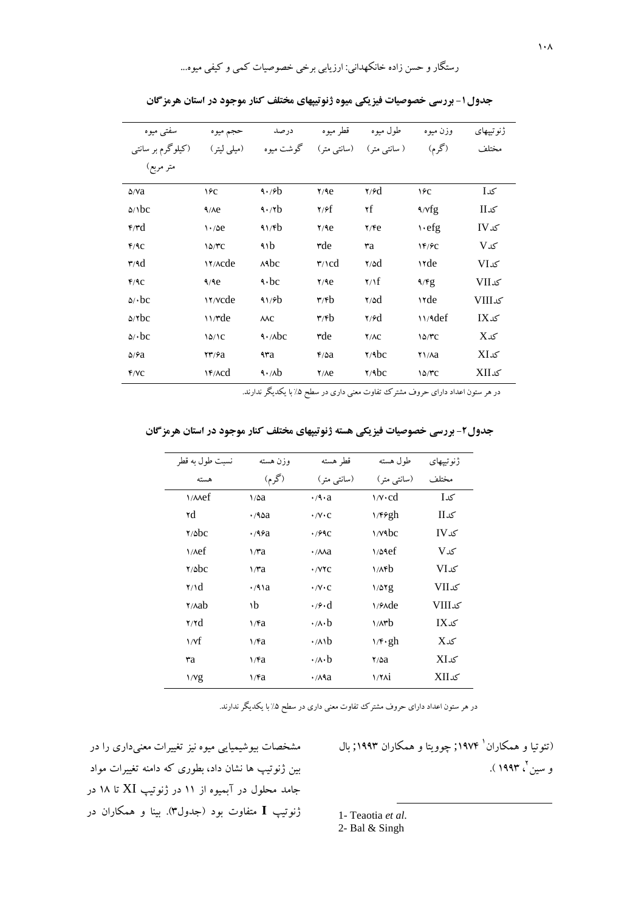**جدول۱- بررسی خصوصیات فیزیکی میوه ژنوتیپهای مختلف کنار موجود در استان هرمزگان**

| ژنوتیپهای مختلف | وزن میوه (گرم) | طول میوه ( سانتی متر) | قطر میوه (سانتی متر) | درصد گوشت میوه | حجم میوه (میلی لیتر) | سفتی میوه (کیلوگرم بر سانتی متر مربع) |
|---|---|---|---|---|---|---|
| کد I | ۱۶c | ۲/۶d | ۲/۹e | ۹۰/۶b | ۱۶c | ۵/۷a |
| کد II | ۹/۷fg | ۲f | ۲/۶f | ۹۰/۲b | ۹/۸e | ۵/۱bc |
| کد IV | ۱۰efg | ۲/۴e | ۲/۹e | ۹۱/۴b | ۱۰/۵e | ۴/۳d |
| کد V | ۱۴/۶c | ۳a | ۳de | ۹۱b | ۱۵/۳c | ۴/۹c |
| کد VI | ۱۲de | ۲/۵d | ۳/۱cd | ۸۹bc | ۱۲/۸cde | ۳/۹d |
| کد VII | ۹/۴g | ۲/۱f | ۲/۹e | ۹۰bc | ۹/۹e | ۴/۹c |
| کد VIII | ۱۲de | ۲/۵d | ۳/۴b | ۹۱/۶b | ۱۲/۷cde | ۵/۰bc |
| کد IX | ۱۱/۹def | ۲/۶d | ۳/۴b | ۸۸c | ۱۱/۳de | ۵/۲bc |
| کد X | ۱۵/۳c | ۲/۸c | ۳de | ۹۰/۸bc | ۱۵/۱c | ۵/۰bc |
| کد XI | ۲۱/۸a | ۲/۹bc | ۴/۵a | ۹۳a | ۲۳/۶a | ۵/۶a |
| کد XII | ۱۵/۳c | ۲/۹bc | ۲/۸e | ۹۰/۸b | ۱۴/۸cd | ۴/۷c |

در هر ستون اعداد دارای حروف مشترک تفاوت معنی داری در سطح ۵٪ با یکدیگر ندارند.

**جدول۲- بررسی خصوصیات فیزیکی هسته ژنوتیپهای مختلف کنار موجود در استان هرمزگان**

| ژنوتیپهای مختلف | طول هسته (سانتی متر) | قطر هسته (سانتی متر) | وزن هسته (گرم) | نسبت طول به قطر هسته |
|---|---|---|---|---|
| کد I | ۱/۷۰cd | ۰/۹۰a | ۱/۵a | ۱/۸۸ef |
| کد II | ۱/۴۶gh | ۰/۷۰c | ۰/۹۵a | ۲d |
| کد IV | ۱/۷۹bc | ۰/۶۹c | ۰/۹۶a | ۲/۵bc |
| کد V | ۱/۵۹ef | ۰/۸۸a | ۱/۳a | ۱/۸ef |
| کد VI | ۱/۸۴b | ۰/۷۲c | ۱/۳a | ۲/۵bc |
| کد VII | ۱/۵۲g | ۰/۷۰c | ۰/۹۱a | ۲/۱d |
| کد VIII | ۱/۶۸de | ۰/۶۰d | ۱b | ۲/۸ab |
| کد IX | ۱/۸۳b | ۰/۸۰b | ۱/۴a | ۲/۲d |
| کد X | ۱/۴۰gh | ۰/۸۱b | ۱/۴a | ۱/۷f |
| کد XI | ۲/۵a | ۰/۸۰b | ۱/۴a | ۳a |
| کد XII | ۱/۲۸i | ۰/۸۹a | ۱/۴a | ۱/۷g |

در هر ستون اعداد دارای حروف مشترک تفاوت معنی داری در سطح ۵٪ با یکدیگر ندارند.

(تئوتیا و همکاران[1] ۱۹۷۴; چوویتا و همکاران ۱۹۹۳; بال و سین[2]، ۱۹۹۳ ).

مشخصات بیوشیمیایی میوه نیز تغییرات معنی‌داری را در بین ژنوتیپ ها نشان داد، بطوری که دامنه تغییرات مواد جامد محلول در آبمیوه از ۱۱ در ژنوتیپ XI تا ۱۸ در ژنوتیپ I متفاوت بود (جدول۳). بینا و همکاران در

1- Teaotia *et al.*
2- Bal & Singh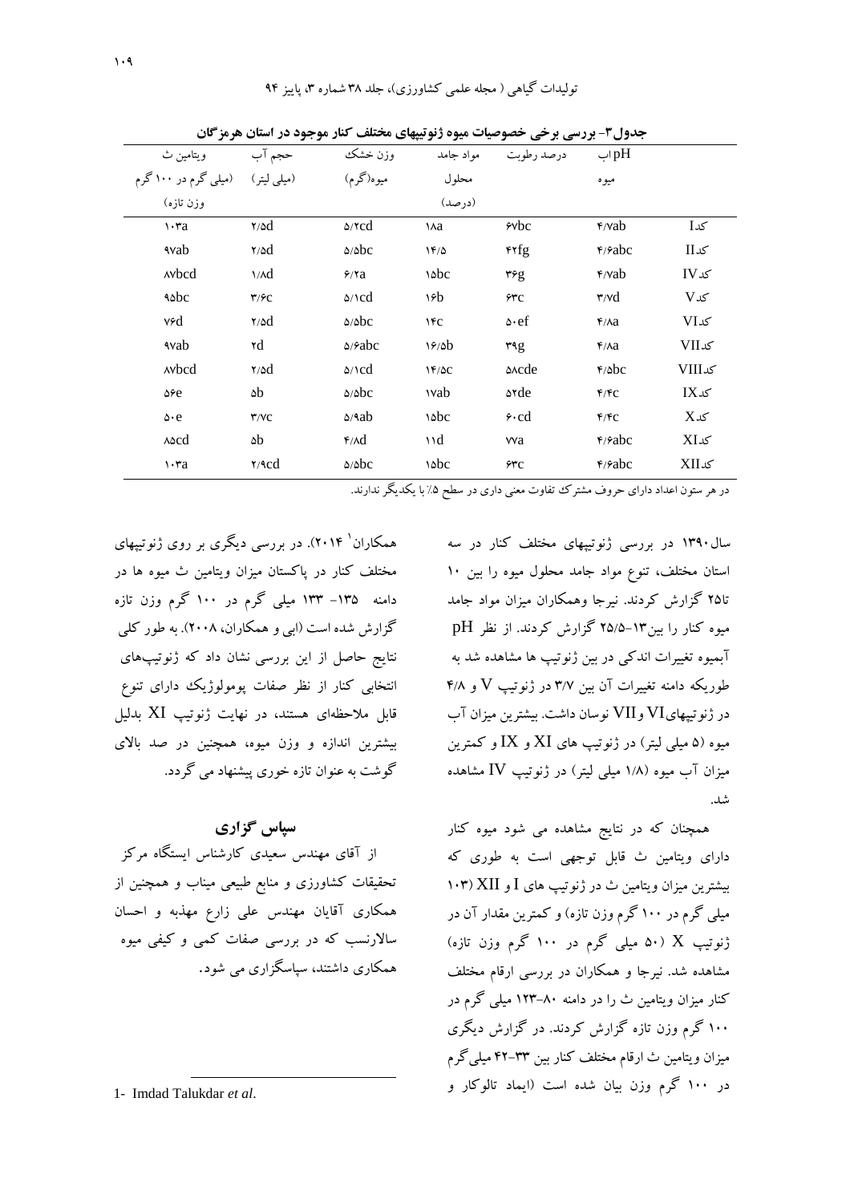جدول۳- بررسی برخی خصوصیات میوه ژنوتیپهای مختلف کنار موجود در استان هرمزگان

| | pHاب میوه | درصد رطوبت | مواد جامد محلول (درصد) | وزن خشک میوه(گرم) | حجم آب (میلی لیتر) | ویتامین ث (میلی گرم در ۱۰۰ گرم وزن تازه) |
|---|---|---|---|---|---|---|
| کد I | ۴/۷ab | ۶۷bc | ۱۸a | ۵/۲cd | ۲/۵d | ۱۰۳a |
| کد II | ۴/۶abc | ۴۲fg | ۱۴/۵ | ۵/۵bc | ۲/۵d | ۹۷ab |
| کد IV | ۴/۷ab | ۳۶g | ۱۵bc | ۶/۲a | ۱/۸d | ۸۷bcd |
| کد V | ۳/۷d | ۶۳c | ۱۶b | ۵/۱cd | ۳/۶c | ۹۵bc |
| کد VI | ۴/۸a | ۵۰ef | ۱۴c | ۵/۵bc | ۲/۵d | ۷۶d |
| کد VII | ۴/۸a | ۳۹g | ۱۶/۵b | ۵/۶abc | ۲d | ۹۷ab |
| کد VIII | ۴/۵bc | ۵۸cde | ۱۴/۵c | ۵/۱cd | ۲/۵d | ۸۷bcd |
| کد IX | ۴/۴c | ۵۲de | ۱۷ab | ۵/۵bc | ۵b | ۵۶e |
| کد X | ۴/۴c | ۶۰cd | ۱۵bc | ۵/۹ab | ۳/۷c | ۵۰e |
| کد XI | ۴/۶abc | ۷۷a | ۱۱d | ۴/۸d | ۵b | ۸۵cd |
| کد XII | ۴/۶abc | ۶۳c | ۱۵bc | ۵/۵bc | ۲/۹cd | ۱۰۳a |

در هر ستون اعداد دارای حروف مشترک تفاوت معنی داری در سطح ۵٪ با یکدیگر ندارند.

سال۱۳۹۰ در بررسی ژنوتیپهای مختلف کنار در سه استان مختلف، تنوع مواد جامد محلول میوه را بین ۱۰ تا۲۵ گزارش کردند. نیرجا وهمکاران میزان مواد جامد میوه کنار را بین۱۳-۲۵/۵ گزارش کردند. از نظر pH آبمیوه تغییرات اندکی در بین ژنوتیپ ها مشاهده شد به طوریکه دامنه تغییرات آن بین ۳/۷ در ژنوتیپ V و ۴/۸ در ژنوتیپهایVI وVII نوسان داشت. بیشترین میزان آب میوه (۵ میلی لیتر) در ژنوتیپ های XI و IX و کمترین میزان آب میوه (۱/۸ میلی لیتر) در ژنوتیپ IV مشاهده شد.

همچنان که در نتایج مشاهده می شود میوه کنار دارای ویتامین ث قابل توجهی است به طوری که بیشترین میزان ویتامین ث در ژنوتیپ های I و XII (۱۰۳ میلی گرم در ۱۰۰ گرم وزن تازه) و کمترین مقدار آن در ژنوتیپ X (۵۰ میلی گرم در ۱۰۰ گرم وزن تازه) مشاهده شد. نیرجا و همکاران در بررسی ارقام مختلف کنار میزان ویتامین ث را در دامنه ۸۰-۱۲۳ میلی گرم در ۱۰۰ گرم وزن تازه گزارش کردند. در گزارش دیگری میزان ویتامین ث ارقام مختلف کنار بین ۳۳-۴۲ میلی‌گرم در ۱۰۰ گرم وزن بیان شده است (ایماد تالوکار و همکاران[1] ۲۰۱۴). در بررسی دیگری بر روی ژنوتیپهای مختلف کنار در پاکستان میزان ویتامین ث میوه ها در دامنه ۱۳۵- ۱۳۳ میلی گرم در ۱۰۰ گرم وزن تازه گزارش شده است (ابی و همکاران، ۲۰۰۸). به طور کلی نتایج حاصل از این بررسی نشان داد که ژنوتیپ‌های انتخابی کنار از نظر صفات پومولوژیک دارای تنوع قابل ملاحظه‌ای هستند، در نهایت ژنوتیپ XI بدلیل بیشترین اندازه و وزن میوه، همچنین در صد بالای گوشت به عنوان تازه خوری پیشنهاد می گردد.

## سپاس گزاری

از آقای مهندس سعیدی کارشناس ایستگاه مرکز تحقیقات کشاورزی و منابع طبیعی میناب و همچنین از همکاری آقایان مهندس علی زارع مهذبه و احسان سالارنسب که در بررسی صفات کمی و کیفی میوه همکاری داشتند، سپاسگزاری می شود.

1- Imdad Talukdar *et al*.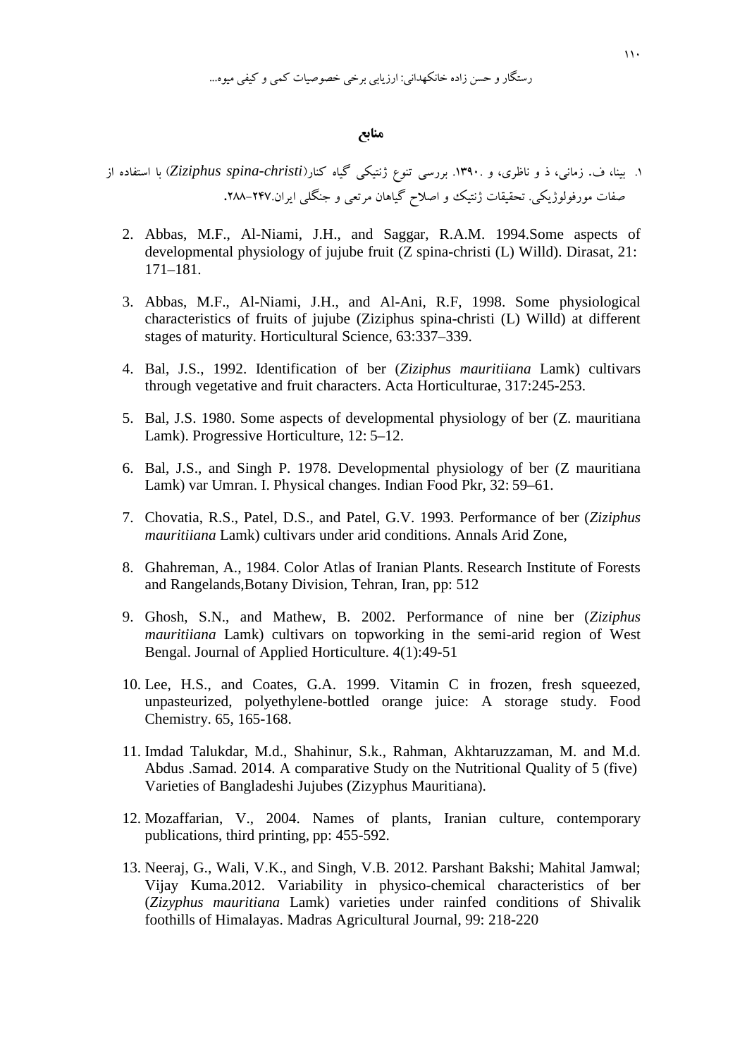## منابع

۱. بینا، ف. زمانی، ذ و ناظری، و .۱۳۹۰. بررسی تنوع ژنتیکی گیاه کنار(*Ziziphus spina-christi*) با استفاده از صفات مورفولوژیکی. تحقیقات ژنتیک و اصلاح گیاهان مرتعی و جنگلی ایران.۲۴۷–۲۸۸.

2. Abbas, M.F., Al-Niami, J.H., and Saggar, R.A.M. 1994.Some aspects of developmental physiology of jujube fruit (Z spina-christi (L) Willd). Dirasat, 21: 171–181.

3. Abbas, M.F., Al-Niami, J.H., and Al-Ani, R.F, 1998. Some physiological characteristics of fruits of jujube (Ziziphus spina-christi (L) Willd) at different stages of maturity. Horticultural Science, 63:337–339.

4. Bal, J.S., 1992. Identification of ber (*Ziziphus mauritiiana* Lamk) cultivars through vegetative and fruit characters. Acta Horticulturae, 317:245-253.

5. Bal, J.S. 1980. Some aspects of developmental physiology of ber (Z. mauritiana Lamk). Progressive Horticulture, 12: 5–12.

6. Bal, J.S., and Singh P. 1978. Developmental physiology of ber (Z mauritiana Lamk) var Umran. I. Physical changes. Indian Food Pkr, 32: 59–61.

7. Chovatia, R.S., Patel, D.S., and Patel, G.V. 1993. Performance of ber (*Ziziphus mauritiiana* Lamk) cultivars under arid conditions. Annals Arid Zone,

8. Ghahreman, A., 1984. Color Atlas of Iranian Plants. Research Institute of Forests and Rangelands,Botany Division, Tehran, Iran, pp: 512

9. Ghosh, S.N., and Mathew, B. 2002. Performance of nine ber (*Ziziphus mauritiiana* Lamk) cultivars on topworking in the semi-arid region of West Bengal. Journal of Applied Horticulture. 4(1):49-51

10. Lee, H.S., and Coates, G.A. 1999. Vitamin C in frozen, fresh squeezed, unpasteurized, polyethylene-bottled orange juice: A storage study. Food Chemistry. 65, 165-168.

11. Imdad Talukdar, M.d., Shahinur, S.k., Rahman, Akhtaruzzaman, M. and M.d. Abdus .Samad. 2014. A comparative Study on the Nutritional Quality of 5 (five) Varieties of Bangladeshi Jujubes (Zizyphus Mauritiana).

12. Mozaffarian, V., 2004. Names of plants, Iranian culture, contemporary publications, third printing, pp: 455-592.

13. Neeraj, G., Wali, V.K., and Singh, V.B. 2012. Parshant Bakshi; Mahital Jamwal; Vijay Kuma.2012. Variability in physico-chemical characteristics of ber (*Zizyphus mauritiana* Lamk) varieties under rainfed conditions of Shivalik foothills of Himalayas. Madras Agricultural Journal, 99: 218-220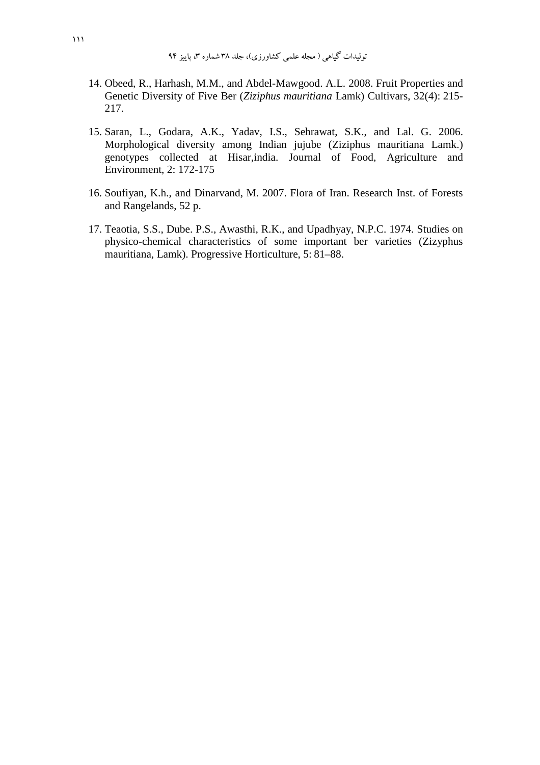14. Obeed, R., Harhash, M.M., and Abdel-Mawgood. A.L. 2008. Fruit Properties and Genetic Diversity of Five Ber (*Ziziphus mauritiana* Lamk) Cultivars, 32(4): 215-217.

15. Saran, L., Godara, A.K., Yadav, I.S., Sehrawat, S.K., and Lal. G. 2006. Morphological diversity among Indian jujube (Ziziphus mauritiana Lamk.) genotypes collected at Hisar,india. Journal of Food, Agriculture and Environment, 2: 172-175

16. Soufiyan, K.h., and Dinarvand, M. 2007. Flora of Iran. Research Inst. of Forests and Rangelands, 52 p.

17. Teaotia, S.S., Dube. P.S., Awasthi, R.K., and Upadhyay, N.P.C. 1974. Studies on physico-chemical characteristics of some important ber varieties (Zizyphus mauritiana, Lamk). Progressive Horticulture, 5: 81–88.